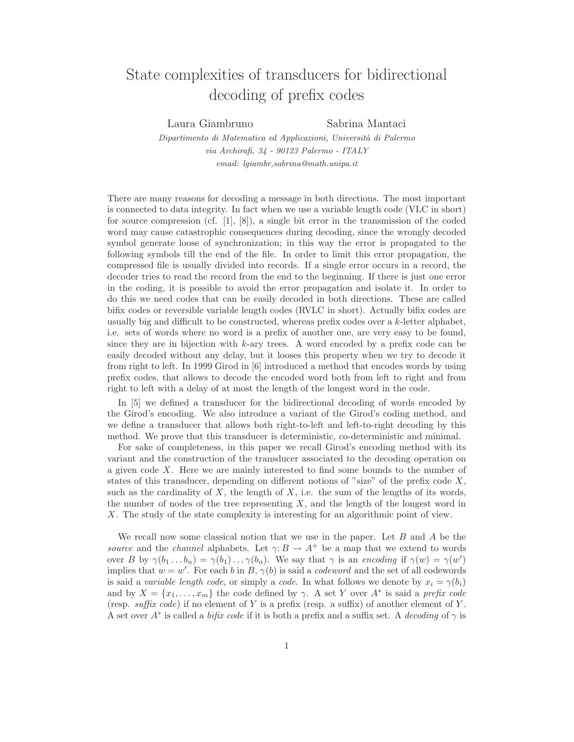# State complexities of transducers for bidirectional decoding of prefix codes

Laura Giambruno  Sabrina Mantaci

*Dipartimento di Matematica ed Applicazioni, Università di Palermo*
*via Archirafi, 34 - 90123 Palermo - ITALY*
*email: lgiambr,sabrina@math.unipa.it*

There are many reasons for decoding a message in both directions. The most important is connected to data integrity. In fact when we use a variable length code (VLC in short) for source compression (cf. [1], [8]), a single bit error in the transmission of the coded word may cause catastrophic consequences during decoding, since the wrongly decoded symbol generate loose of synchronization; in this way the error is propagated to the following symbols till the end of the file. In order to limit this error propagation, the compressed file is usually divided into records. If a single error occurs in a record, the decoder tries to read the record from the end to the beginning. If there is just one error in the coding, it is possible to avoid the error propagation and isolate it. In order to do this we need codes that can be easily decoded in both directions. These are called bifix codes or reversible variable length codes (RVLC in short). Actually bifix codes are usually big and difficult to be constructed, whereas prefix codes over a $k$-letter alphabet, i.e. sets of words where no word is a prefix of another one, are very easy to be found, since they are in bijection with $k$-ary trees. A word encoded by a prefix code can be easily decoded without any delay, but it looses this property when we try to decode it from right to left. In 1999 Girod in [6] introduced a method that encodes words by using prefix codes, that allows to decode the encoded word both from left to right and from right to left with a delay of at most the length of the longest word in the code.

In [5] we defined a transducer for the bidirectional decoding of words encoded by the Girod's encoding. We also introduce a variant of the Girod's coding method, and we define a transducer that allows both right-to-left and left-to-right decoding by this method. We prove that this transducer is deterministic, co-deterministic and minimal.

For sake of completeness, in this paper we recall Girod's encoding method with its variant and the construction of the transducer associated to the decoding operation on a given code $X$. Here we are mainly interested to find some bounds to the number of states of this transducer, depending on different notions of "size" of the prefix code $X$, such as the cardinality of $X$, the length of $X$, i.e. the sum of the lengths of its words, the number of nodes of the tree representing $X$, and the length of the longest word in $X$. The study of the state complexity is interesting for an algorithmic point of view.

We recall now some classical notion that we use in the paper. Let $B$ and $A$ be the *source* and the *channel* alphabets. Let $\gamma\colon B \to A^+$ be a map that we extend to words over $B$ by $\gamma(b_1 \dots b_n) = \gamma(b_1)\dots\gamma(b_n)$. We say that $\gamma$ is an *encoding* if $\gamma(w) = \gamma(w')$ implies that $w = w'$. For each $b$ in $B$, $\gamma(b)$ is said a *codeword* and the set of all codewords is said a *variable length code*, or simply a *code*. In what follows we denote by $x_i = \gamma(b_i)$ and by $X = \{x_1, \dots, x_m\}$ the code defined by $\gamma$. A set $Y$ over $A^*$ is said a *prefix code* (resp. *suffix code*) if no element of $Y$ is a prefix (resp. a suffix) of another element of $Y$. A set over $A^*$ is called a *bifix code* if it is both a prefix and a suffix set. A *decoding* of $\gamma$ is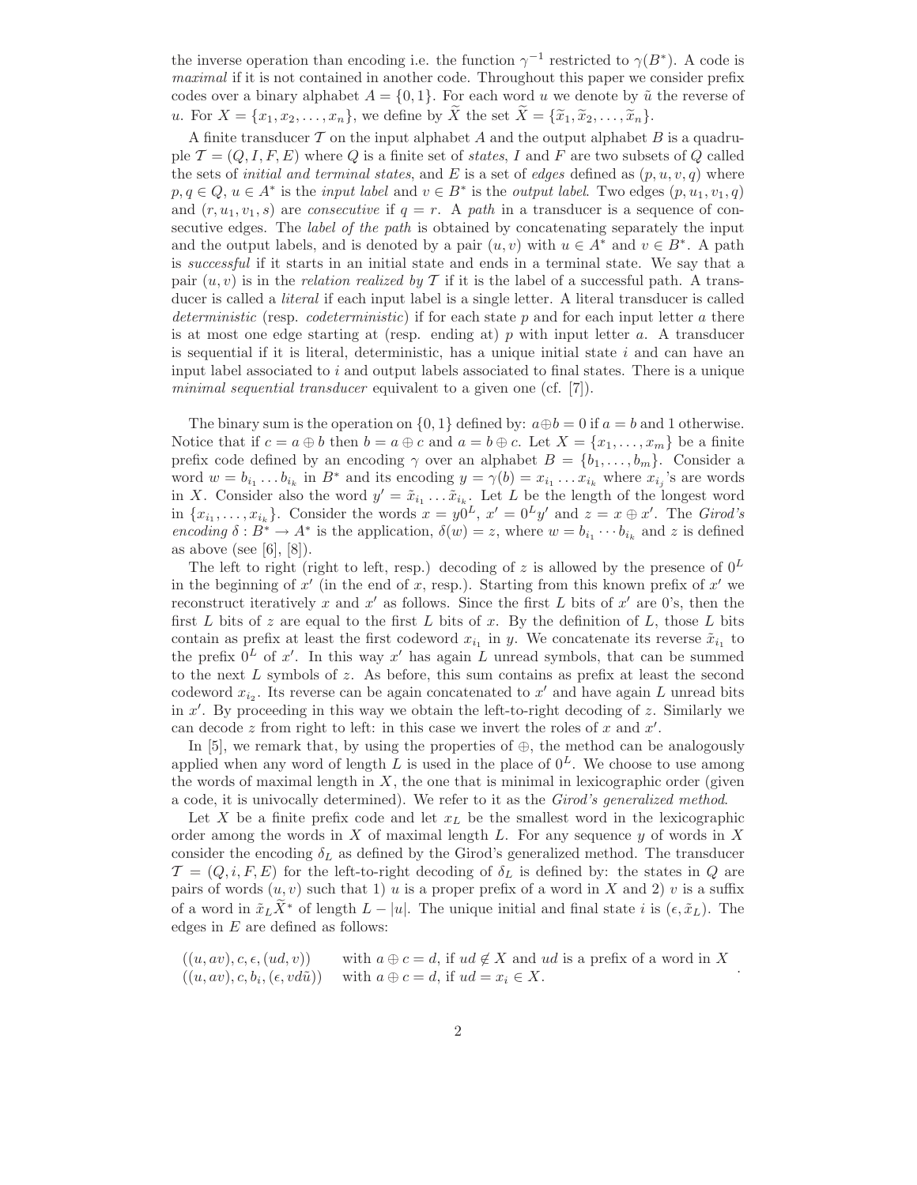the inverse operation than encoding i.e. the function $\gamma^{-1}$ restricted to $\gamma(B^*)$. A code is *maximal* if it is not contained in another code. Throughout this paper we consider prefix codes over a binary alphabet $A = \{0, 1\}$. For each word $u$ we denote by $\tilde{u}$ the reverse of $u$. For $X = \{x_1, x_2, \ldots, x_n\}$, we define by $\widetilde{X}$ the set $\widetilde{X} = \{\widetilde{x}_1, \widetilde{x}_2, \ldots, \widetilde{x}_n\}$.

A finite transducer $\mathcal{T}$ on the input alphabet $A$ and the output alphabet $B$ is a quadruple $\mathcal{T} = (Q, I, F, E)$ where $Q$ is a finite set of *states*, $I$ and $F$ are two subsets of $Q$ called the sets of *initial and terminal states*, and $E$ is a set of *edges* defined as $(p, u, v, q)$ where $p, q \in Q$, $u \in A^*$ is the *input label* and $v \in B^*$ is the *output label*. Two edges $(p, u_1, v_1, q)$ and $(r, u_1, v_1, s)$ are *consecutive* if $q = r$. A *path* in a transducer is a sequence of consecutive edges. The *label of the path* is obtained by concatenating separately the input and the output labels, and is denoted by a pair $(u, v)$ with $u \in A^*$ and $v \in B^*$. A path is *successful* if it starts in an initial state and ends in a terminal state. We say that a pair $(u, v)$ is in the *relation realized by* $\mathcal{T}$ if it is the label of a successful path. A transducer is called a *literal* if each input label is a single letter. A literal transducer is called *deterministic* (resp. *codeterministic*) if for each state $p$ and for each input letter $a$ there is at most one edge starting at (resp. ending at) $p$ with input letter $a$. A transducer is sequential if it is literal, deterministic, has a unique initial state $i$ and can have an input label associated to $i$ and output labels associated to final states. There is a unique *minimal sequential transducer* equivalent to a given one (cf. [7]).

The binary sum is the operation on $\{0, 1\}$ defined by: $a \oplus b = 0$ if $a = b$ and 1 otherwise. Notice that if $c = a \oplus b$ then $b = a \oplus c$ and $a = b \oplus c$. Let $X = \{x_1, \ldots, x_m\}$ be a finite prefix code defined by an encoding $\gamma$ over an alphabet $B = \{b_1, \ldots, b_m\}$. Consider a word $w = b_{i_1} \ldots b_{i_k}$ in $B^*$ and its encoding $y = \gamma(b) = x_{i_1} \ldots x_{i_k}$ where $x_{i_j}$'s are words in $X$. Consider also the word $y' = \tilde{x}_{i_1} \ldots \tilde{x}_{i_k}$. Let $L$ be the length of the longest word in $\{x_{i_1}, \ldots, x_{i_k}\}$. Consider the words $x = y0^L$, $x' = 0^L y'$ and $z = x \oplus x'$. The *Girod's encoding* $\delta : B^* \to A^*$ is the application, $\delta(w) = z$, where $w = b_{i_1} \cdots b_{i_k}$ and $z$ is defined as above (see [6], [8]).

The left to right (right to left, resp.) decoding of $z$ is allowed by the presence of $0^L$ in the beginning of $x'$ (in the end of $x$, resp.). Starting from this known prefix of $x'$ we reconstruct iteratively $x$ and $x'$ as follows. Since the first $L$ bits of $x'$ are 0's, then the first $L$ bits of $z$ are equal to the first $L$ bits of $x$. By the definition of $L$, those $L$ bits contain as prefix at least the first codeword $x_{i_1}$ in $y$. We concatenate its reverse $\tilde{x}_{i_1}$ to the prefix $0^L$ of $x'$. In this way $x'$ has again $L$ unread symbols, that can be summed to the next $L$ symbols of $z$. As before, this sum contains as prefix at least the second codeword $x_{i_2}$. Its reverse can be again concatenated to $x'$ and have again $L$ unread bits in $x'$. By proceeding in this way we obtain the left-to-right decoding of $z$. Similarly we can decode $z$ from right to left: in this case we invert the roles of $x$ and $x'$.

In [5], we remark that, by using the properties of $\oplus$, the method can be analogously applied when any word of length $L$ is used in the place of $0^L$. We choose to use among the words of maximal length in $X$, the one that is minimal in lexicographic order (given a code, it is univocally determined). We refer to it as the *Girod's generalized method*.

Let $X$ be a finite prefix code and let $x_L$ be the smallest word in the lexicographic order among the words in $X$ of maximal length $L$. For any sequence $y$ of words in $X$ consider the encoding $\delta_L$ as defined by the Girod's generalized method. The transducer $\mathcal{T} = (Q, i, F, E)$ for the left-to-right decoding of $\delta_L$ is defined by: the states in $Q$ are pairs of words $(u, v)$ such that 1) $u$ is a proper prefix of a word in $X$ and 2) $v$ is a suffix of a word in $\tilde{x}_L \widetilde{X}^*$ of length $L - |u|$. The unique initial and final state $i$ is $(\epsilon, \tilde{x}_L)$. The edges in $E$ are defined as follows:

$$
\begin{array}{lll}
((u, av), c, \epsilon, (ud, v)) & \text{with } a \oplus c = d, \text{ if } ud \notin X \text{ and } ud \text{ is a prefix of a word in } X \\
((u, av), c, b_i, (\epsilon, vd\tilde{u})) & \text{with } a \oplus c = d, \text{ if } ud = x_i \in X.
\end{array}
$$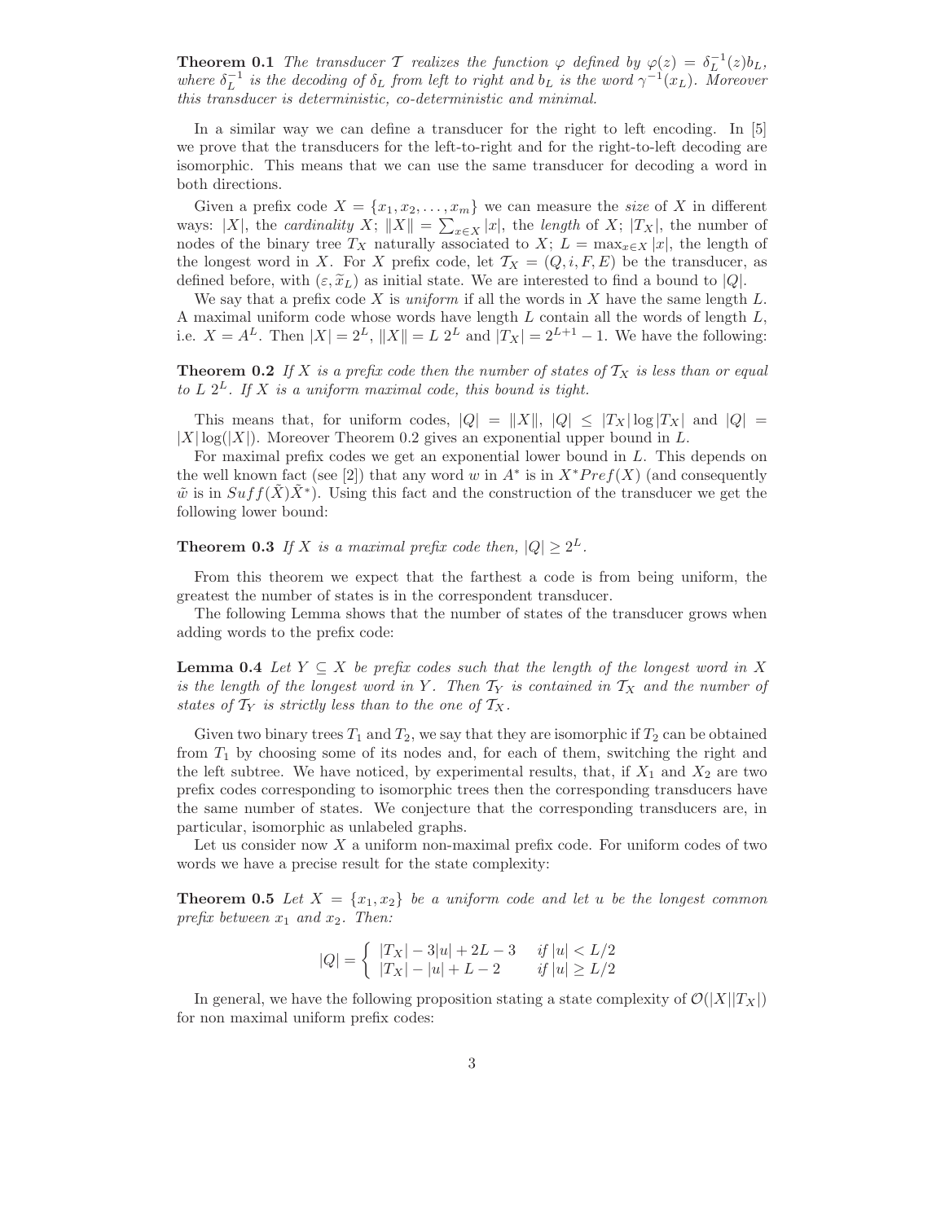**Theorem 0.1** *The transducer $\mathcal{T}$ realizes the function $\varphi$ defined by $\varphi(z) = \delta_L^{-1}(z)b_L$, where $\delta_L^{-1}$ is the decoding of $\delta_L$ from left to right and $b_L$ is the word $\gamma^{-1}(x_L)$. Moreover this transducer is deterministic, co-deterministic and minimal.*

In a similar way we can define a transducer for the right to left encoding. In [5] we prove that the transducers for the left-to-right and for the right-to-left decoding are isomorphic. This means that we can use the same transducer for decoding a word in both directions.

Given a prefix code $X = \{x_1, x_2, \ldots, x_m\}$ we can measure the *size* of $X$ in different ways: $|X|$, the *cardinality* $X$; $\|X\| = \sum_{x \in X} |x|$, the *length* of $X$; $|T_X|$, the number of nodes of the binary tree $T_X$ naturally associated to $X$; $L = \max_{x \in X} |x|$, the length of the longest word in $X$. For $X$ prefix code, let $\mathcal{T}_X = (Q, i, F, E)$ be the transducer, as defined before, with $(\varepsilon, \widetilde{x}_L)$ as initial state. We are interested to find a bound to $|Q|$.

We say that a prefix code $X$ is *uniform* if all the words in $X$ have the same length $L$. A maximal uniform code whose words have length $L$ contain all the words of length $L$, i.e. $X = A^L$. Then $|X| = 2^L$, $\|X\| = L\ 2^L$ and $|T_X| = 2^{L+1} - 1$. We have the following:

**Theorem 0.2** *If $X$ is a prefix code then the number of states of $\mathcal{T}_X$ is less than or equal to $L\ 2^L$. If $X$ is a uniform maximal code, this bound is tight.*

This means that, for uniform codes, $|Q| = \|X\|$, $|Q| \leq |T_X| \log |T_X|$ and $|Q| = |X| \log(|X|)$. Moreover Theorem 0.2 gives an exponential upper bound in $L$.

For maximal prefix codes we get an exponential lower bound in $L$. This depends on the well known fact (see [2]) that any word $w$ in $A^*$ is in $X^*Pref(X)$ (and consequently $\tilde{w}$ is in $Suff(\tilde{X})\tilde{X}^*$). Using this fact and the construction of the transducer we get the following lower bound:

**Theorem 0.3** *If $X$ is a maximal prefix code then, $|Q| \geq 2^L$.*

From this theorem we expect that the farthest a code is from being uniform, the greatest the number of states is in the correspondent transducer.

The following Lemma shows that the number of states of the transducer grows when adding words to the prefix code:

**Lemma 0.4** *Let $Y \subseteq X$ be prefix codes such that the length of the longest word in $X$ is the length of the longest word in $Y$. Then $\mathcal{T}_Y$ is contained in $\mathcal{T}_X$ and the number of states of $\mathcal{T}_Y$ is strictly less than to the one of $\mathcal{T}_X$.*

Given two binary trees $T_1$ and $T_2$, we say that they are isomorphic if $T_2$ can be obtained from $T_1$ by choosing some of its nodes and, for each of them, switching the right and the left subtree. We have noticed, by experimental results, that, if $X_1$ and $X_2$ are two prefix codes corresponding to isomorphic trees then the corresponding transducers have the same number of states. We conjecture that the corresponding transducers are, in particular, isomorphic as unlabeled graphs.

Let us consider now $X$ a uniform non-maximal prefix code. For uniform codes of two words we have a precise result for the state complexity:

**Theorem 0.5** *Let $X = \{x_1, x_2\}$ be a uniform code and let $u$ be the longest common prefix between $x_1$ and $x_2$. Then:*

$$|Q| = \begin{cases} |T_X| - 3|u| + 2L - 3 & \text{if } |u| < L/2 \\ |T_X| - |u| + L - 2 & \text{if } |u| \geq L/2 \end{cases}$$

In general, we have the following proposition stating a state complexity of $\mathcal{O}(|X||T_X|)$ for non maximal uniform prefix codes: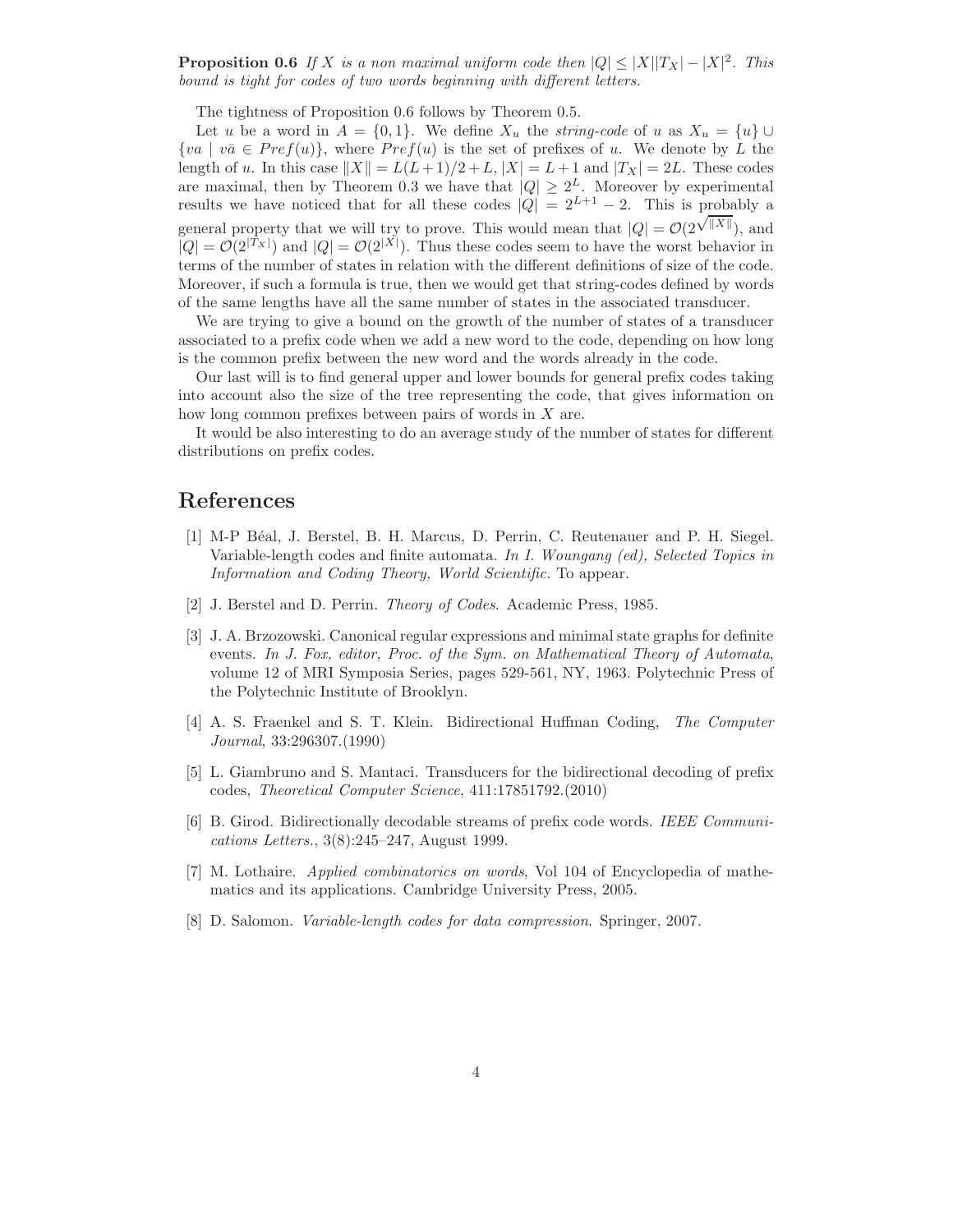**Proposition 0.6** *If $X$ is a non maximal uniform code then $|Q| \leq |X||T_X| - |X|^2$. This bound is tight for codes of two words beginning with different letters.*

The tightness of Proposition 0.6 follows by Theorem 0.5.

Let $u$ be a word in $A = \{0, 1\}$. We define $X_u$ the *string-code* of $u$ as $X_u = \{u\} \cup \{va \mid v\bar{a} \in Pref(u)\}$, where $Pref(u)$ is the set of prefixes of $u$. We denote by $L$ the length of $u$. In this case $\|X\| = L(L+1)/2 + L$, $|X| = L+1$ and $|T_X| = 2L$. These codes are maximal, then by Theorem 0.3 we have that $|Q| \geq 2^L$. Moreover by experimental results we have noticed that for all these codes $|Q| = 2^{L+1} - 2$. This is probably a general property that we will try to prove. This would mean that $|Q| = \mathcal{O}(2^{\sqrt{\|X\|}})$, and $|Q| = \mathcal{O}(2^{|T_X|})$ and $|Q| = \mathcal{O}(2^{|X|})$. Thus these codes seem to have the worst behavior in terms of the number of states in relation with the different definitions of size of the code. Moreover, if such a formula is true, then we would get that string-codes defined by words of the same lengths have all the same number of states in the associated transducer.

We are trying to give a bound on the growth of the number of states of a transducer associated to a prefix code when we add a new word to the code, depending on how long is the common prefix between the new word and the words already in the code.

Our last will is to find general upper and lower bounds for general prefix codes taking into account also the size of the tree representing the code, that gives information on how long common prefixes between pairs of words in $X$ are.

It would be also interesting to do an average study of the number of states for different distributions on prefix codes.

# References

[1] M-P Béal, J. Berstel, B. H. Marcus, D. Perrin, C. Reutenauer and P. H. Siegel. Variable-length codes and finite automata. *In I. Woungang (ed), Selected Topics in Information and Coding Theory, World Scientific.* To appear.

[2] J. Berstel and D. Perrin. *Theory of Codes*. Academic Press, 1985.

[3] J. A. Brzozowski. Canonical regular expressions and minimal state graphs for definite events. *In J. Fox, editor, Proc. of the Sym. on Mathematical Theory of Automata*, volume 12 of MRI Symposia Series, pages 529-561, NY, 1963. Polytechnic Press of the Polytechnic Institute of Brooklyn.

[4] A. S. Fraenkel and S. T. Klein. Bidirectional Huffman Coding, *The Computer Journal*, 33:296307.(1990)

[5] L. Giambruno and S. Mantaci. Transducers for the bidirectional decoding of prefix codes, *Theoretical Computer Science*, 411:17851792.(2010)

[6] B. Girod. Bidirectionally decodable streams of prefix code words. *IEEE Communications Letters.*, 3(8):245–247, August 1999.

[7] M. Lothaire. *Applied combinatorics on words*, Vol 104 of Encyclopedia of mathematics and its applications. Cambridge University Press, 2005.

[8] D. Salomon. *Variable-length codes for data compression*. Springer, 2007.